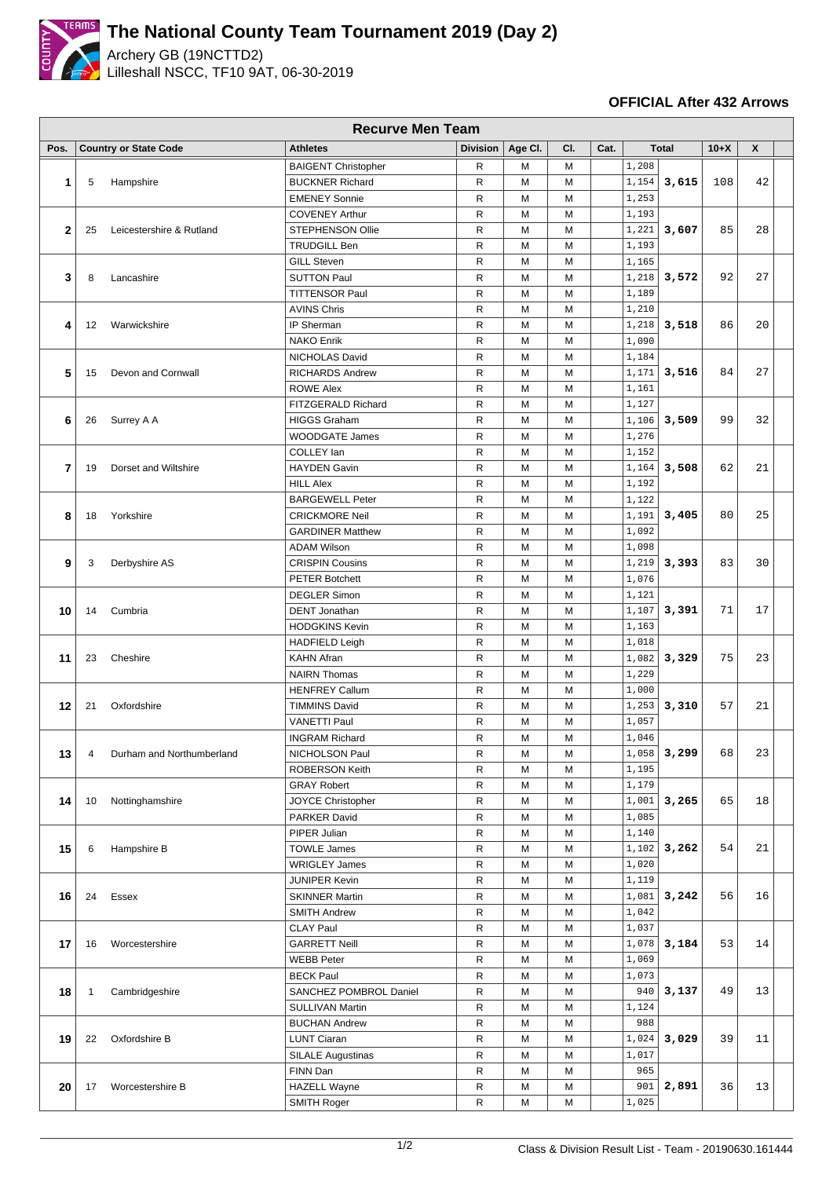# The National County Team Tournament 2019 (Day 2)

Archery GB (19NCTTD2)
Lilleshall NSCC, TF10 9AT, 06-30-2019

**OFFICIAL After 432 Arrows**

## Recurve Men Team

| Pos. | Country or State Code | | Athletes | Division | Age Cl. | Cl. | Cat. | Total | | 10+X | X |
|---|---|---|---|---|---|---|---|---|---|---|---|
| 1 | 5 | Hampshire | BAIGENT Christopher | R | M | M | | 1,208 | 3,615 | 108 | 42 |
| | | | BUCKNER Richard | R | M | M | | 1,154 | | | |
| | | | EMENEY Sonnie | R | M | M | | 1,253 | | | |
| 2 | 25 | Leicestershire & Rutland | COVENEY Arthur | R | M | M | | 1,193 | 3,607 | 85 | 28 |
| | | | STEPHENSON Ollie | R | M | M | | 1,221 | | | |
| | | | TRUDGILL Ben | R | M | M | | 1,193 | | | |
| 3 | 8 | Lancashire | GILL Steven | R | M | M | | 1,165 | 3,572 | 92 | 27 |
| | | | SUTTON Paul | R | M | M | | 1,218 | | | |
| | | | TITTENSOR Paul | R | M | M | | 1,189 | | | |
| 4 | 12 | Warwickshire | AVINS Chris | R | M | M | | 1,210 | 3,518 | 86 | 20 |
| | | | IP Sherman | R | M | M | | 1,218 | | | |
| | | | NAKO Enrik | R | M | M | | 1,090 | | | |
| 5 | 15 | Devon and Cornwall | NICHOLAS David | R | M | M | | 1,184 | 3,516 | 84 | 27 |
| | | | RICHARDS Andrew | R | M | M | | 1,171 | | | |
| | | | ROWE Alex | R | M | M | | 1,161 | | | |
| 6 | 26 | Surrey A A | FITZGERALD Richard | R | M | M | | 1,127 | 3,509 | 99 | 32 |
| | | | HIGGS Graham | R | M | M | | 1,106 | | | |
| | | | WOODGATE James | R | M | M | | 1,276 | | | |
| 7 | 19 | Dorset and Wiltshire | COLLEY Ian | R | M | M | | 1,152 | 3,508 | 62 | 21 |
| | | | HAYDEN Gavin | R | M | M | | 1,164 | | | |
| | | | HILL Alex | R | M | M | | 1,192 | | | |
| 8 | 18 | Yorkshire | BARGEWELL Peter | R | M | M | | 1,122 | 3,405 | 80 | 25 |
| | | | CRICKMORE Neil | R | M | M | | 1,191 | | | |
| | | | GARDINER Matthew | R | M | M | | 1,092 | | | |
| 9 | 3 | Derbyshire AS | ADAM Wilson | R | M | M | | 1,098 | 3,393 | 83 | 30 |
| | | | CRISPIN Cousins | R | M | M | | 1,219 | | | |
| | | | PETER Botchett | R | M | M | | 1,076 | | | |
| 10 | 14 | Cumbria | DEGLER Simon | R | M | M | | 1,121 | 3,391 | 71 | 17 |
| | | | DENT Jonathan | R | M | M | | 1,107 | | | |
| | | | HODGKINS Kevin | R | M | M | | 1,163 | | | |
| 11 | 23 | Cheshire | HADFIELD Leigh | R | M | M | | 1,018 | 3,329 | 75 | 23 |
| | | | KAHN Afran | R | M | M | | 1,082 | | | |
| | | | NAIRN Thomas | R | M | M | | 1,229 | | | |
| 12 | 21 | Oxfordshire | HENFREY Callum | R | M | M | | 1,000 | 3,310 | 57 | 21 |
| | | | TIMMINS David | R | M | M | | 1,253 | | | |
| | | | VANETTI Paul | R | M | M | | 1,057 | | | |
| 13 | 4 | Durham and Northumberland | INGRAM Richard | R | M | M | | 1,046 | 3,299 | 68 | 23 |
| | | | NICHOLSON Paul | R | M | M | | 1,058 | | | |
| | | | ROBERSON Keith | R | M | M | | 1,195 | | | |
| 14 | 10 | Nottinghamshire | GRAY Robert | R | M | M | | 1,179 | 3,265 | 65 | 18 |
| | | | JOYCE Christopher | R | M | M | | 1,001 | | | |
| | | | PARKER David | R | M | M | | 1,085 | | | |
| 15 | 6 | Hampshire B | PIPER Julian | R | M | M | | 1,140 | 3,262 | 54 | 21 |
| | | | TOWLE James | R | M | M | | 1,102 | | | |
| | | | WRIGLEY James | R | M | M | | 1,020 | | | |
| 16 | 24 | Essex | JUNIPER Kevin | R | M | M | | 1,119 | 3,242 | 56 | 16 |
| | | | SKINNER Martin | R | M | M | | 1,081 | | | |
| | | | SMITH Andrew | R | M | M | | 1,042 | | | |
| 17 | 16 | Worcestershire | CLAY Paul | R | M | M | | 1,037 | 3,184 | 53 | 14 |
| | | | GARRETT Neill | R | M | M | | 1,078 | | | |
| | | | WEBB Peter | R | M | M | | 1,069 | | | |
| 18 | 1 | Cambridgeshire | BECK Paul | R | M | M | | 1,073 | 3,137 | 49 | 13 |
| | | | SANCHEZ POMBROL Daniel | R | M | M | | 940 | | | |
| | | | SULLIVAN Martin | R | M | M | | 1,124 | | | |
| 19 | 22 | Oxfordshire B | BUCHAN Andrew | R | M | M | | 988 | 3,029 | 39 | 11 |
| | | | LUNT Ciaran | R | M | M | | 1,024 | | | |
| | | | SILALE Augustinas | R | M | M | | 1,017 | | | |
| 20 | 17 | Worcestershire B | FINN Dan | R | M | M | | 965 | 2,891 | 36 | 13 |
| | | | HAZELL Wayne | R | M | M | | 901 | | | |
| | | | SMITH Roger | R | M | M | | 1,025 | | | |

Class & Division Result List - Team - 20190630.161444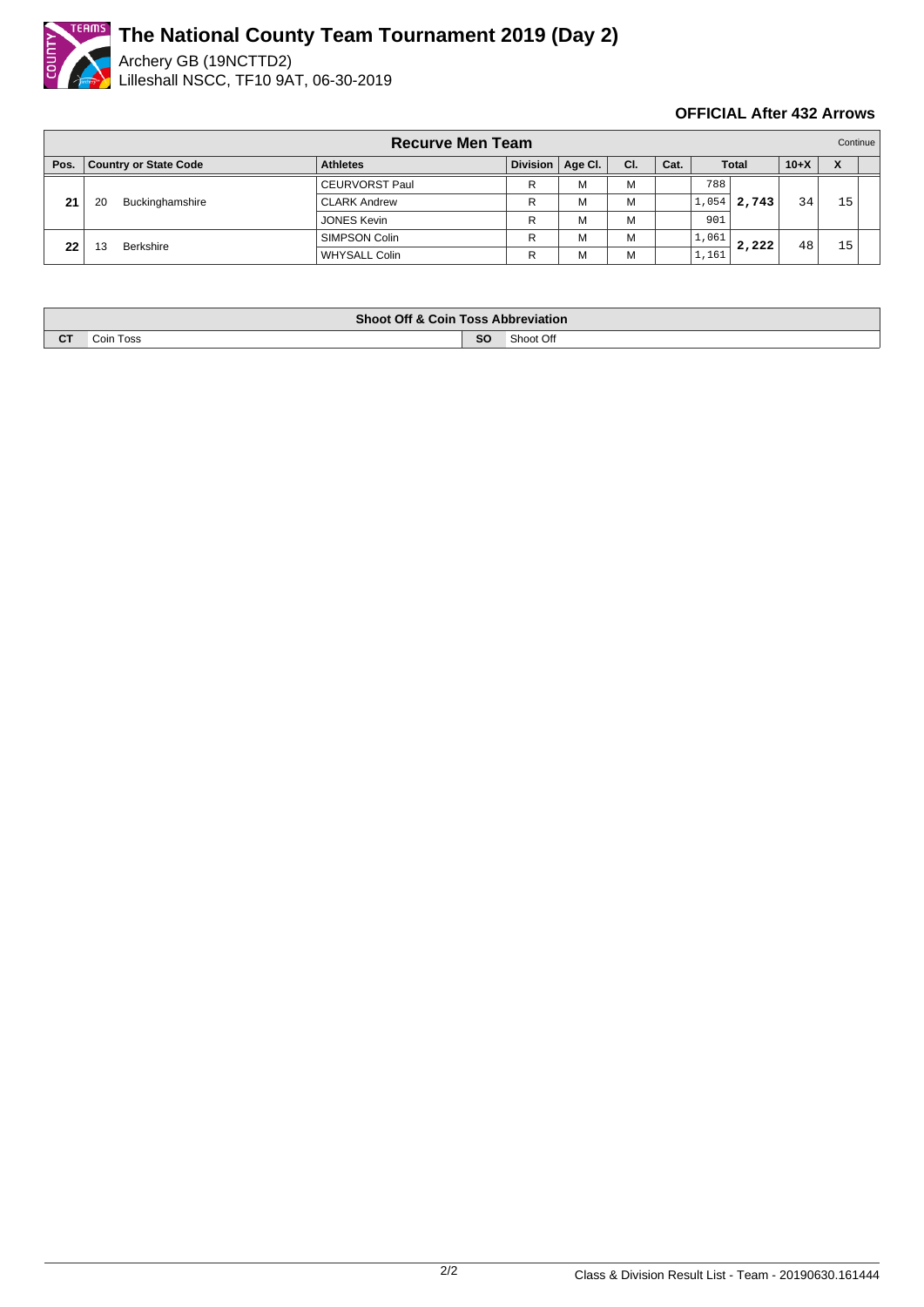# The National County Team Tournament 2019 (Day 2)

Archery GB (19NCTTD2)
Lilleshall NSCC, TF10 9AT, 06-30-2019

**OFFICIAL After 432 Arrows**

## Recurve Men Team

Continue

| Pos. | Country or State Code | Athletes | Division | Age Cl. | Cl. | Cat. | Total | | 10+X | X |
|---|---|---|---|---|---|---|---|---|---|---|
| 21 | 20 Buckinghamshire | CEURVORST Paul | R | M | M | | 788 | 2,743 | 34 | 15 |
| | | CLARK Andrew | R | M | M | | 1,054 | | | |
| | | JONES Kevin | R | M | M | | 901 | | | |
| 22 | 13 Berkshire | SIMPSON Colin | R | M | M | | 1,061 | 2,222 | 48 | 15 |
| | | WHYSALL Colin | R | M | M | | 1,161 | | | |

| Shoot Off & Coin Toss Abbreviation | | | |
|---|---|---|---|
| **CT** | Coin Toss | **SO** | Shoot Off |

Class & Division Result List - Team - 20190630.161444